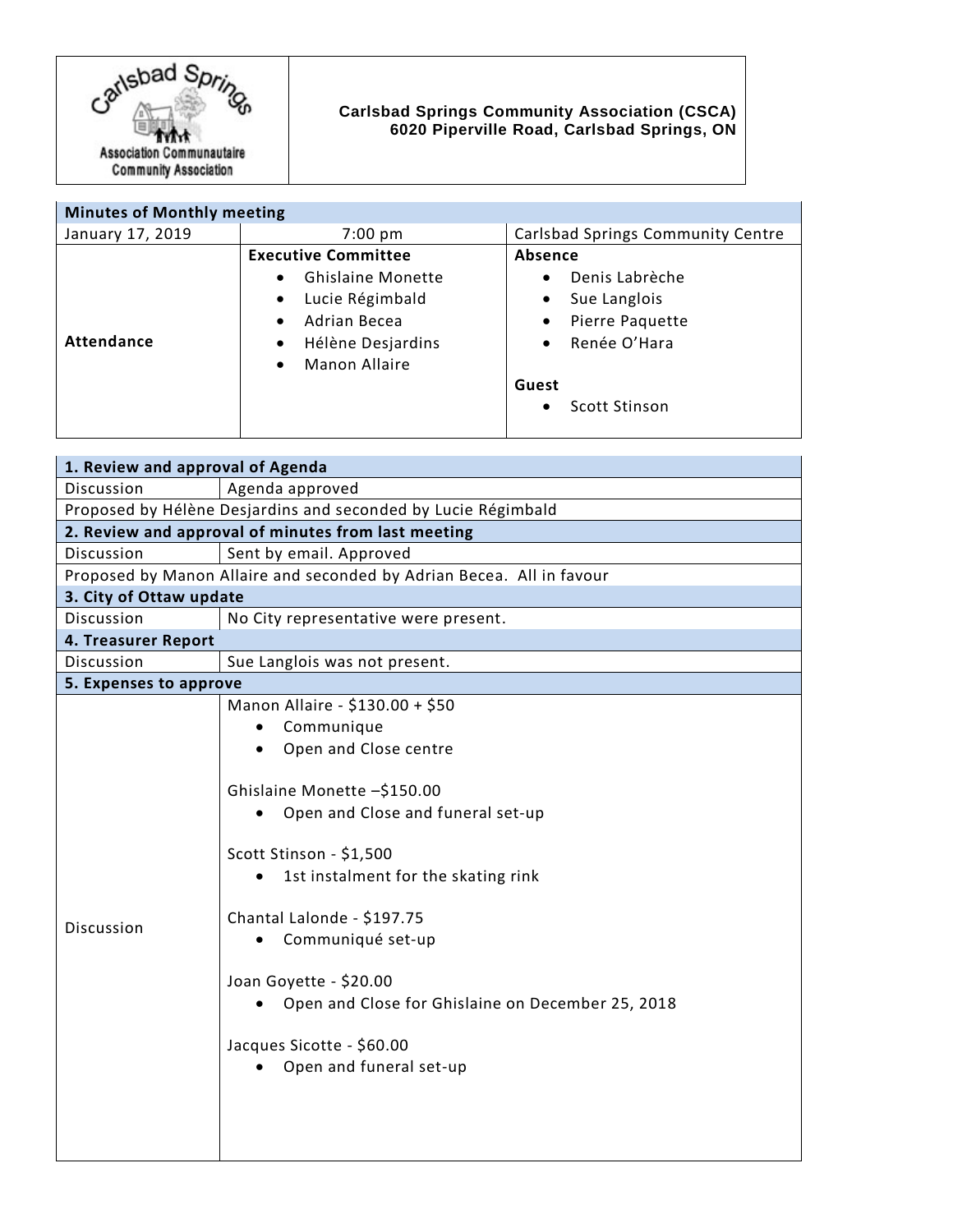**Carlsbad Springs Community Association (CSCA)**
**6020 Piperville Road, Carlsbad Springs, ON**

| Minutes of Monthly meeting | | |
|---|---|---|
| January 17, 2019 | 7:00 pm | Carlsbad Springs Community Centre |
| **Attendance** | **Executive Committee**<br>• Ghislaine Monette<br>• Lucie Régimbald<br>• Adrian Becea<br>• Hélène Desjardins<br>• Manon Allaire | **Absence**<br>• Denis Labrèche<br>• Sue Langlois<br>• Pierre Paquette<br>• Renée O'Hara<br><br>**Guest**<br>• Scott Stinson |

| **1. Review and approval of Agenda** | |
|---|---|
| Discussion | Agenda approved |
| Proposed by Hélène Desjardins and seconded by Lucie Régimbald | |
| **2. Review and approval of minutes from last meeting** | |
| Discussion | Sent by email. Approved |
| Proposed by Manon Allaire and seconded by Adrian Becea. All in favour | |
| **3. City of Ottaw update** | |
| Discussion | No City representative were present. |
| **4. Treasurer Report** | |
| Discussion | Sue Langlois was not present. |
| **5. Expenses to approve** | |
| Discussion | Manon Allaire - $130.00 + $50<br>• Communique<br>• Open and Close centre<br><br>Ghislaine Monette –$150.00<br>• Open and Close and funeral set-up<br><br>Scott Stinson - $1,500<br>• 1st instalment for the skating rink<br><br>Chantal Lalonde - $197.75<br>• Communiqué set-up<br><br>Joan Goyette - $20.00<br>• Open and Close for Ghislaine on December 25, 2018<br><br>Jacques Sicotte - $60.00<br>• Open and funeral set-up |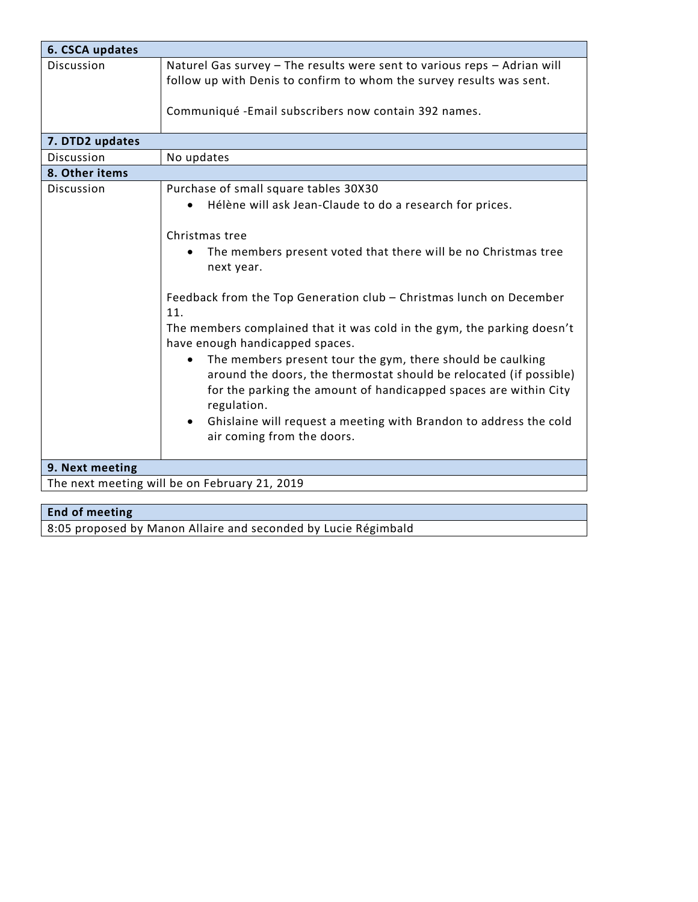| 6. CSCA updates | |
|---|---|
| Discussion | Naturel Gas survey – The results were sent to various reps – Adrian will follow up with Denis to confirm to whom the survey results was sent.<br><br>Communiqué -Email subscribers now contain 392 names. |

| 7. DTD2 updates | |
|---|---|
| Discussion | No updates |

| 8. Other items | |
|---|---|
| Discussion | Purchase of small square tables 30X30<br>• Hélène will ask Jean-Claude to do a research for prices.<br><br>Christmas tree<br>• The members present voted that there will be no Christmas tree next year.<br><br>Feedback from the Top Generation club – Christmas lunch on December 11.<br>The members complained that it was cold in the gym, the parking doesn't have enough handicapped spaces.<br>• The members present tour the gym, there should be caulking around the doors, the thermostat should be relocated (if possible) for the parking the amount of handicapped spaces are within City regulation.<br>• Ghislaine will request a meeting with Brandon to address the cold air coming from the doors. |

| 9. Next meeting |
|---|
| The next meeting will be on February 21, 2019 |

| End of meeting |
|---|
| 8:05 proposed by Manon Allaire and seconded by Lucie Régimbald |